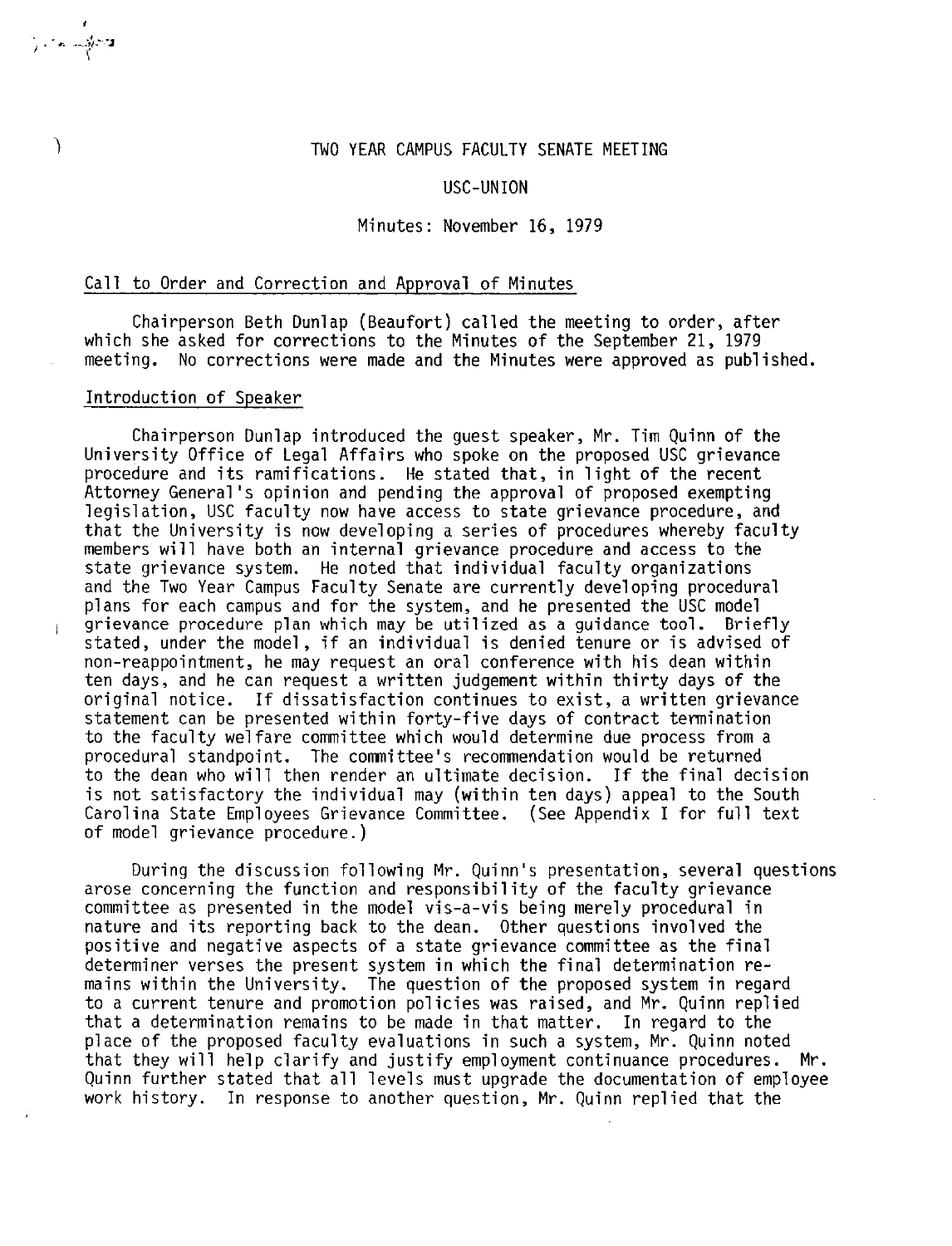# TWO YEAR CAMPUS FACULTY SENATE MEETING

## USC-UNION

### Minutes: November 16, 1979

Call to Order and Correction and Approval of Minutes

Chairperson Beth Dunlap (Beaufort) called the meeting to order, after which she asked for corrections to the Minutes of the September 21, 1979 meeting. No corrections were made and the Minutes were approved as published.

Introduction of Speaker

Chairperson Dunlap introduced the guest speaker, Mr. Tim Quinn of the University Office of Legal Affairs who spoke on the proposed USC grievance procedure and its ramifications. He stated that, in light of the recent Attorney General's opinion and pending the approval of proposed exempting legislation, USC faculty now have access to state grievance procedure, and that the University is now developing a series of procedures whereby faculty members will have both an internal grievance procedure and access to the state grievance system. He noted that individual faculty organizations and the Two Year Campus Faculty Senate are currently developing procedural plans for each campus and for the system, and he presented the USC model grievance procedure plan which may be utilized as a guidance tool. Briefly stated, under the model, if an individual is denied tenure or is advised of non-reappointment, he may request an oral conference with his dean within ten days, and he can request a written judgement within thirty days of the original notice. If dissatisfaction continues to exist, a written grievance statement can be presented within forty-five days of contract termination to the faculty welfare committee which would determine due process from a procedural standpoint. The committee's recommendation would be returned to the dean who will then render an ultimate decision. If the final decision is not satisfactory the individual may (within ten days) appeal to the South Carolina State Employees Grievance Committee. (See Appendix I for full text of model grievance procedure.)

During the discussion following Mr. Quinn's presentation, several questions arose concerning the function and responsibility of the faculty grievance committee as presented in the model vis-a-vis being merely procedural in nature and its reporting back to the dean. Other questions involved the positive and negative aspects of a state grievance committee as the final determiner verses the present system in which the final determination remains within the University. The question of the proposed system in regard to a current tenure and promotion policies was raised, and Mr. Quinn replied that a determination remains to be made in that matter. In regard to the place of the proposed faculty evaluations in such a system, Mr. Quinn noted that they will help clarify and justify employment continuance procedures. Mr. Quinn further stated that all levels must upgrade the documentation of employee work history. In response to another question, Mr. Quinn replied that the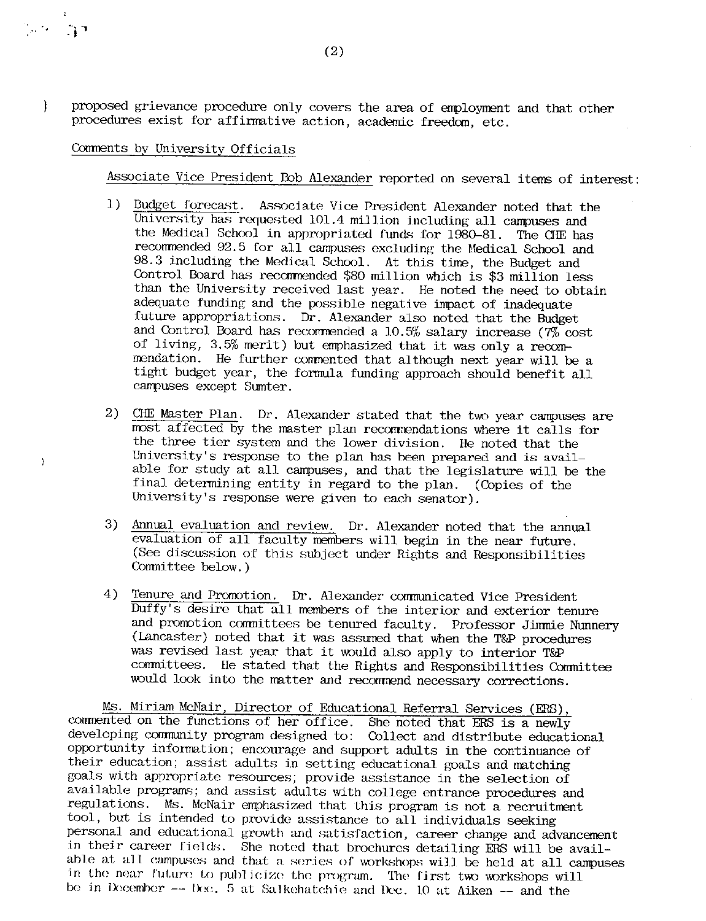proposed grievance procedure only covers the area of employment and that other procedures exist for affirmative action, academic freedom, etc.

Comments by University Officials

Associate Vice President Bob Alexander reported on several items of interest:

1) Budget forecast. Associate Vice President Alexander noted that the University has requested 101.4 million including all campuses and the Medical School in appropriated funds for 1980-81. The CHE has recommended 92.5 for all campuses excluding the Medical School and 98.3 including the Medical School. At this time, the Budget and Control Board has recommended $80 million which is $3 million less than the University received last year. He noted the need to obtain adequate funding and the possible negative impact of inadequate future appropriations. Dr. Alexander also noted that the Budget and Control Board has recommended a 10.5% salary increase (7% cost of living, 3.5% merit) but emphasized that it was only a recommendation. He further commented that although next year will be a tight budget year, the formula funding approach should benefit all campuses except Sumter.

2) CHE Master Plan. Dr. Alexander stated that the two year campuses are most affected by the master plan recommendations where it calls for the three tier system and the lower division. He noted that the University's response to the plan has been prepared and is available for study at all campuses, and that the legislature will be the final determining entity in regard to the plan. (Copies of the University's response were given to each senator).

3) Annual evaluation and review. Dr. Alexander noted that the annual evaluation of all faculty members will begin in the near future. (See discussion of this subject under Rights and Responsibilities Committee below.)

4) Tenure and Promotion. Dr. Alexander communicated Vice President Duffy's desire that all members of the interior and exterior tenure and promotion committees be tenured faculty. Professor Jimmie Nunnery (Lancaster) noted that it was assumed that when the T&P procedures was revised last year that it would also apply to interior T&P committees. He stated that the Rights and Responsibilities Committee would look into the matter and recommend necessary corrections.

Ms. Miriam McNair, Director of Educational Referral Services (ERS), commented on the functions of her office. She noted that ERS is a newly developing community program designed to: Collect and distribute educational opportunity information; encourage and support adults in the continuance of their education; assist adults in setting educational goals and matching goals with appropriate resources; provide assistance in the selection of available programs; and assist adults with college entrance procedures and regulations. Ms. McNair emphasized that this program is not a recruitment tool, but is intended to provide assistance to all individuals seeking personal and educational growth and satisfaction, career change and advancement in their career fields. She noted that brochures detailing ERS will be available at all campuses and that a series of workshops will be held at all campuses in the near future to publicize the program. The first two workshops will be in December -- Dec. 5 at Salkehatchie and Dec. 10 at Aiken -- and the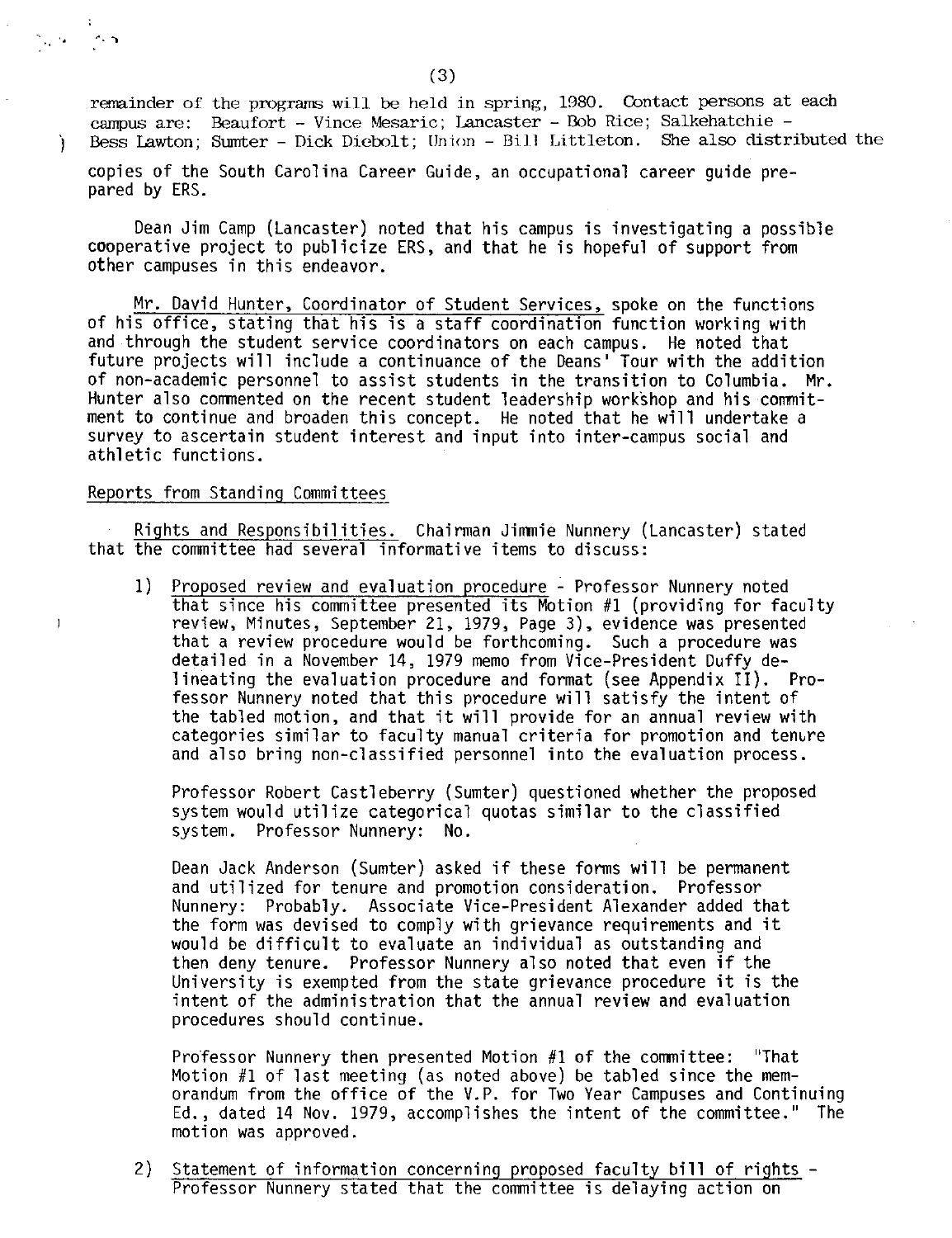remainder of the programs will be held in spring, 1980. Contact persons at each campus are: Beaufort - Vince Mesaric; Lancaster - Bob Rice; Salkehatchie - Bess Lawton; Sumter - Dick Diebolt; Union - Bill Littleton. She also distributed the copies of the South Carolina Career Guide, an occupational career guide prepared by ERS.

Dean Jim Camp (Lancaster) noted that his campus is investigating a possible cooperative project to publicize ERS, and that he is hopeful of support from other campuses in this endeavor.

Mr. David Hunter, Coordinator of Student Services, spoke on the functions of his office, stating that his is a staff coordination function working with and through the student service coordinators on each campus. He noted that future projects will include a continuance of the Deans' Tour with the addition of non-academic personnel to assist students in the transition to Columbia. Mr. Hunter also commented on the recent student leadership workshop and his commitment to continue and broaden this concept. He noted that he will undertake a survey to ascertain student interest and input into inter-campus social and athletic functions.

## Reports from Standing Committees

Rights and Responsibilities. Chairman Jimmie Nunnery (Lancaster) stated that the committee had several informative items to discuss:

1) Proposed review and evaluation procedure - Professor Nunnery noted that since his committee presented its Motion #1 (providing for faculty review, Minutes, September 21, 1979, Page 3), evidence was presented that a review procedure would be forthcoming. Such a procedure was detailed in a November 14, 1979 memo from Vice-President Duffy delineating the evaluation procedure and format (see Appendix II). Professor Nunnery noted that this procedure will satisfy the intent of the tabled motion, and that it will provide for an annual review with categories similar to faculty manual criteria for promotion and tenure and also bring non-classified personnel into the evaluation process.

   Professor Robert Castleberry (Sumter) questioned whether the proposed system would utilize categorical quotas similar to the classified system. Professor Nunnery: No.

   Dean Jack Anderson (Sumter) asked if these forms will be permanent and utilized for tenure and promotion consideration. Professor Nunnery: Probably. Associate Vice-President Alexander added that the form was devised to comply with grievance requirements and it would be difficult to evaluate an individual as outstanding and then deny tenure. Professor Nunnery also noted that even if the University is exempted from the state grievance procedure it is the intent of the administration that the annual review and evaluation procedures should continue.

   Professor Nunnery then presented Motion #1 of the committee: "That Motion #1 of last meeting (as noted above) be tabled since the memorandum from the office of the V.P. for Two Year Campuses and Continuing Ed., dated 14 Nov. 1979, accomplishes the intent of the committee." The motion was approved.

2) Statement of information concerning proposed faculty bill of rights - Professor Nunnery stated that the committee is delaying action on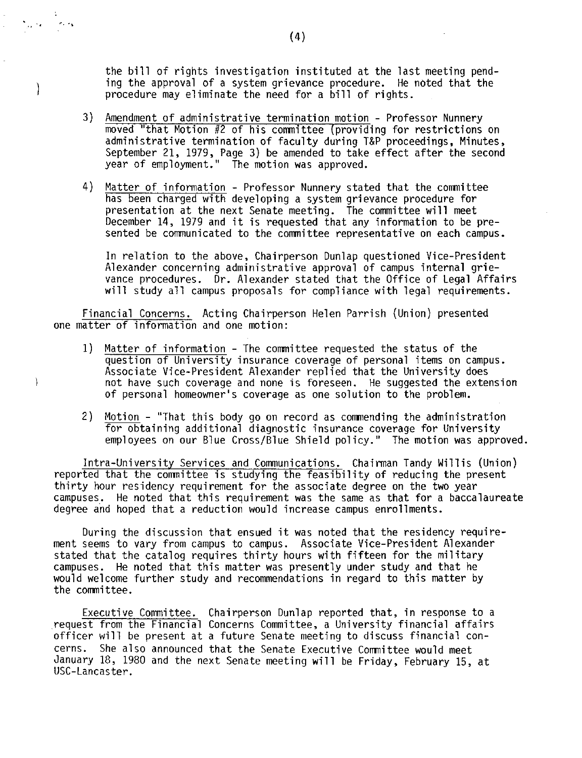the bill of rights investigation instituted at the last meeting pending the approval of a system grievance procedure. He noted that the procedure may eliminate the need for a bill of rights.

3) Amendment of administrative termination motion - Professor Nunnery moved "that Motion #2 of his committee (providing for restrictions on administrative termination of faculty during T&P proceedings, Minutes, September 21, 1979, Page 3) be amended to take effect after the second year of employment." The motion was approved.

4) Matter of information - Professor Nunnery stated that the committee has been charged with developing a system grievance procedure for presentation at the next Senate meeting. The committee will meet December 14, 1979 and it is requested that any information to be presented be communicated to the committee representative on each campus.

   In relation to the above, Chairperson Dunlap questioned Vice-President Alexander concerning administrative approval of campus internal grievance procedures. Dr. Alexander stated that the Office of Legal Affairs will study all campus proposals for compliance with legal requirements.

Financial Concerns. Acting Chairperson Helen Parrish (Union) presented one matter of information and one motion:

1) Matter of information - The committee requested the status of the question of University insurance coverage of personal items on campus. Associate Vice-President Alexander replied that the University does not have such coverage and none is foreseen. He suggested the extension of personal homeowner's coverage as one solution to the problem.

2) Motion - "That this body go on record as commending the administration for obtaining additional diagnostic insurance coverage for University employees on our Blue Cross/Blue Shield policy." The motion was approved.

Intra-University Services and Communications. Chairman Tandy Willis (Union) reported that the committee is studying the feasibility of reducing the present thirty hour residency requirement for the associate degree on the two year campuses. He noted that this requirement was the same as that for a baccalaureate degree and hoped that a reduction would increase campus enrollments.

During the discussion that ensued it was noted that the residency requirement seems to vary from campus to campus. Associate Vice-President Alexander stated that the catalog requires thirty hours with fifteen for the military campuses. He noted that this matter was presently under study and that he would welcome further study and recommendations in regard to this matter by the committee.

Executive Committee. Chairperson Dunlap reported that, in response to a request from the Financial Concerns Committee, a University financial affairs officer will be present at a future Senate meeting to discuss financial concerns. She also announced that the Senate Executive Committee would meet January 18, 1980 and the next Senate meeting will be Friday, February 15, at USC-Lancaster.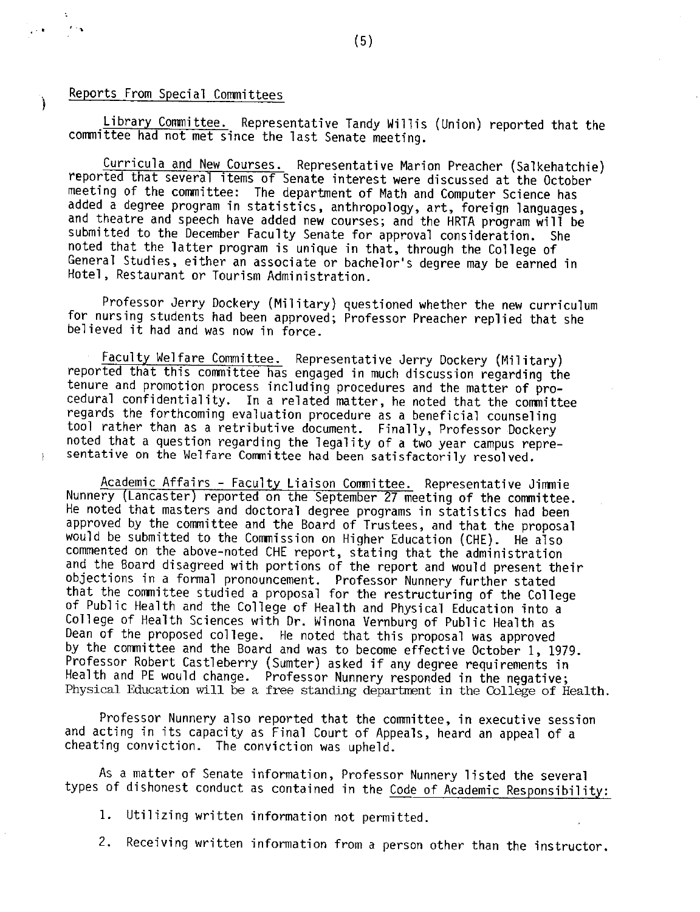## Reports From Special Committees

Library Committee. Representative Tandy Willis (Union) reported that the committee had not met since the last Senate meeting.

Curricula and New Courses. Representative Marion Preacher (Salkehatchie) reported that several items of Senate interest were discussed at the October meeting of the committee: The department of Math and Computer Science has added a degree program in statistics, anthropology, art, foreign languages, and theatre and speech have added new courses; and the HRTA program will be submitted to the December Faculty Senate for approval consideration. She noted that the latter program is unique in that, through the College of General Studies, either an associate or bachelor's degree may be earned in Hotel, Restaurant or Tourism Administration.

Professor Jerry Dockery (Military) questioned whether the new curriculum for nursing students had been approved; Professor Preacher replied that she believed it had and was now in force.

Faculty Welfare Committee. Representative Jerry Dockery (Military) reported that this committee has engaged in much discussion regarding the tenure and promotion process including procedures and the matter of procedural confidentiality. In a related matter, he noted that the committee regards the forthcoming evaluation procedure as a beneficial counseling tool rather than as a retributive document. Finally, Professor Dockery noted that a question regarding the legality of a two year campus representative on the Welfare Committee had been satisfactorily resolved.

Academic Affairs - Faculty Liaison Committee. Representative Jimmie Nunnery (Lancaster) reported on the September 27 meeting of the committee. He noted that masters and doctoral degree programs in statistics had been approved by the committee and the Board of Trustees, and that the proposal would be submitted to the Commission on Higher Education (CHE). He also commented on the above-noted CHE report, stating that the administration and the Board disagreed with portions of the report and would present their objections in a formal pronouncement. Professor Nunnery further stated that the committee studied a proposal for the restructuring of the College of Public Health and the College of Health and Physical Education into a College of Health Sciences with Dr. Winona Vernburg of Public Health as Dean of the proposed college. He noted that this proposal was approved by the committee and the Board and was to become effective October 1, 1979. Professor Robert Castleberry (Sumter) asked if any degree requirements in Health and PE would change. Professor Nunnery responded in the negative; Physical Education will be a free standing department in the College of Health.

Professor Nunnery also reported that the committee, in executive session and acting in its capacity as Final Court of Appeals, heard an appeal of a cheating conviction. The conviction was upheld.

As a matter of Senate information, Professor Nunnery listed the several types of dishonest conduct as contained in the Code of Academic Responsibility:

1. Utilizing written information not permitted.
2. Receiving written information from a person other than the instructor.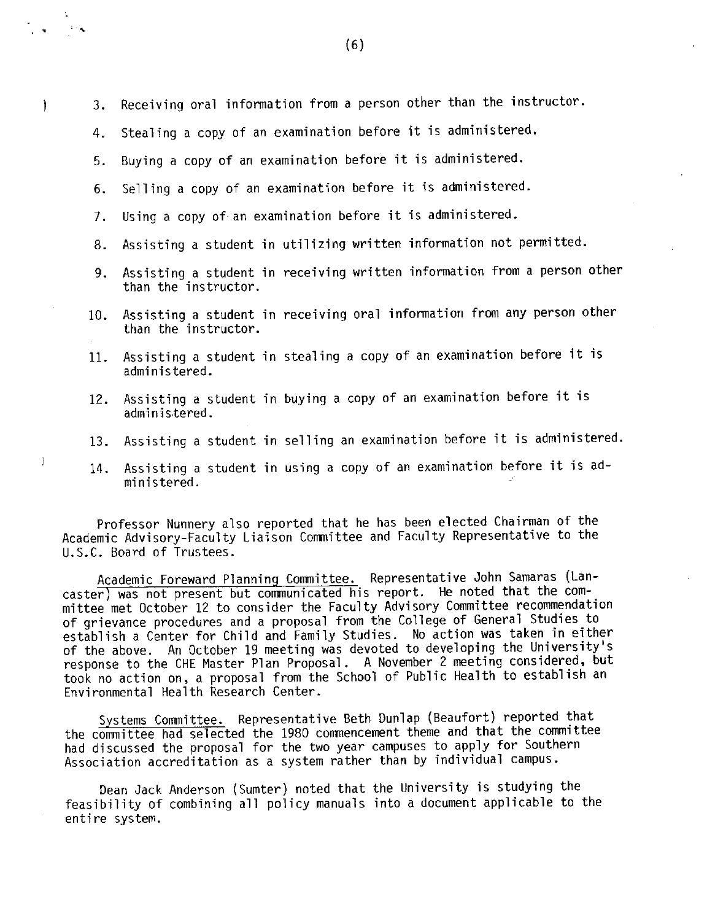3. Receiving oral information from a person other than the instructor.
4. Stealing a copy of an examination before it is administered.
5. Buying a copy of an examination before it is administered.
6. Selling a copy of an examination before it is administered.
7. Using a copy of an examination before it is administered.
8. Assisting a student in utilizing written information not permitted.
9. Assisting a student in receiving written information from a person other than the instructor.
10. Assisting a student in receiving oral information from any person other than the instructor.
11. Assisting a student in stealing a copy of an examination before it is administered.
12. Assisting a student in buying a copy of an examination before it is administered.
13. Assisting a student in selling an examination before it is administered.
14. Assisting a student in using a copy of an examination before it is administered.

Professor Nunnery also reported that he has been elected Chairman of the Academic Advisory-Faculty Liaison Committee and Faculty Representative to the U.S.C. Board of Trustees.

Academic Foreward Planning Committee. Representative John Samaras (Lancaster) was not present but communicated his report. He noted that the committee met October 12 to consider the Faculty Advisory Committee recommendation of grievance procedures and a proposal from the College of General Studies to establish a Center for Child and Family Studies. No action was taken in either of the above. An October 19 meeting was devoted to developing the University's response to the CHE Master Plan Proposal. A November 2 meeting considered, but took no action on, a proposal from the School of Public Health to establish an Environmental Health Research Center.

Systems Committee. Representative Beth Dunlap (Beaufort) reported that the committee had selected the 1980 commencement theme and that the committee had discussed the proposal for the two year campuses to apply for Southern Association accreditation as a system rather than by individual campus.

Dean Jack Anderson (Sumter) noted that the University is studying the feasibility of combining all policy manuals into a document applicable to the entire system.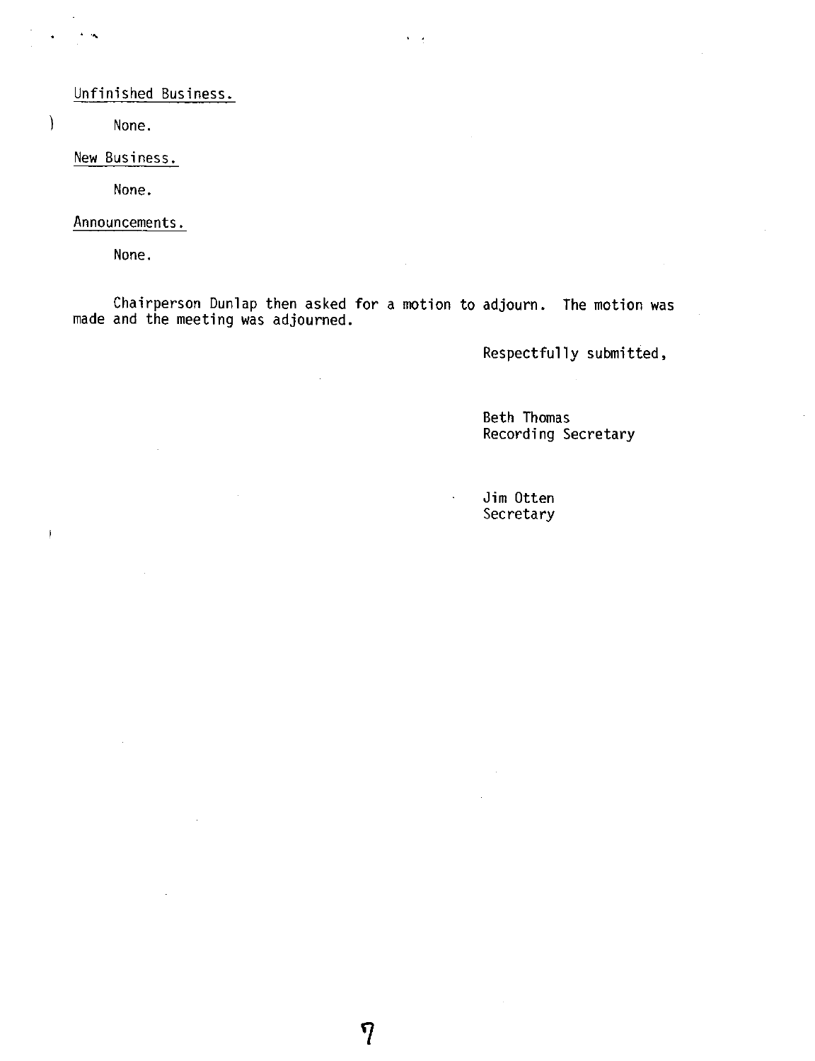Unfinished Business.

None.

New Business.

None.

Announcements.

None.

Chairperson Dunlap then asked for a motion to adjourn. The motion was made and the meeting was adjourned.

Respectfully submitted,

Beth Thomas
Recording Secretary

Jim Otten
Secretary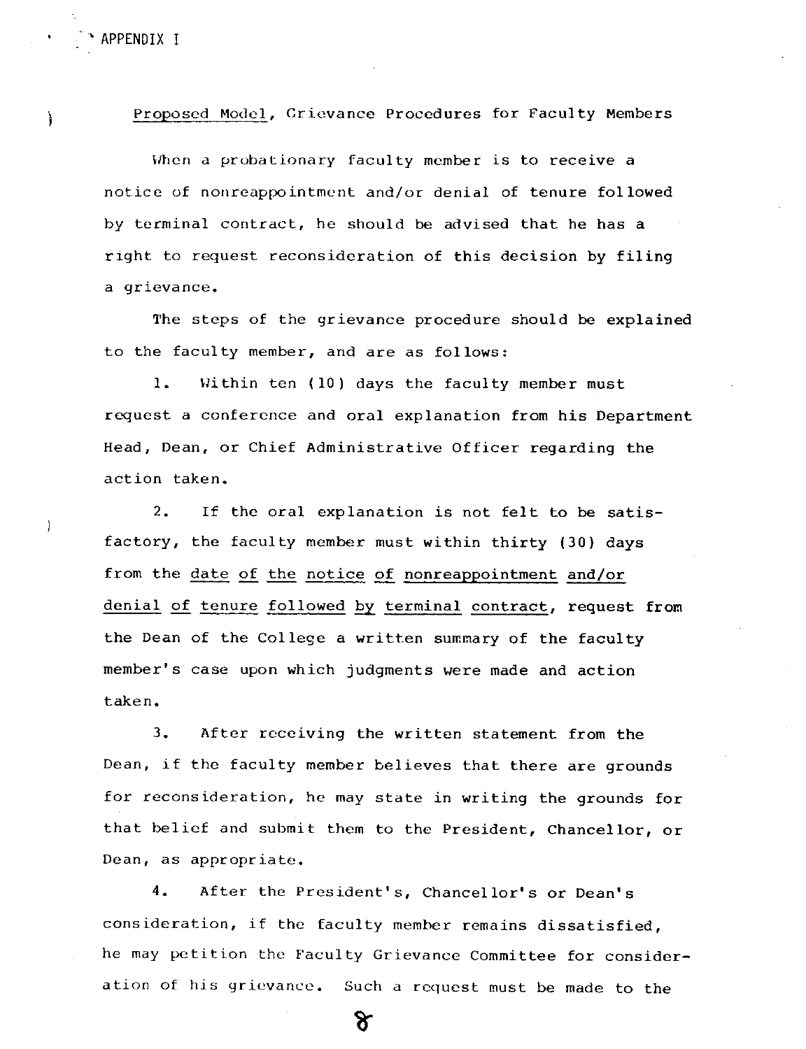APPENDIX I

Proposed Model, Grievance Procedures for Faculty Members

When a probationary faculty member is to receive a notice of nonreappointment and/or denial of tenure followed by terminal contract, he should be advised that he has a right to request reconsideration of this decision by filing a grievance.

The steps of the grievance procedure should be explained to the faculty member, and are as follows:

1. Within ten (10) days the faculty member must request a conference and oral explanation from his Department Head, Dean, or Chief Administrative Officer regarding the action taken.

2. If the oral explanation is not felt to be satisfactory, the faculty member must within thirty (30) days from the <u>date of the notice of nonreappointment and/or denial of tenure followed by terminal contract</u>, request from the Dean of the College a written summary of the faculty member's case upon which judgments were made and action taken.

3. After receiving the written statement from the Dean, if the faculty member believes that there are grounds for reconsideration, he may state in writing the grounds for that belief and submit them to the President, Chancellor, or Dean, as appropriate.

4. After the President's, Chancellor's or Dean's consideration, if the faculty member remains dissatisfied, he may petition the Faculty Grievance Committee for consideration of his grievance. Such a request must be made to the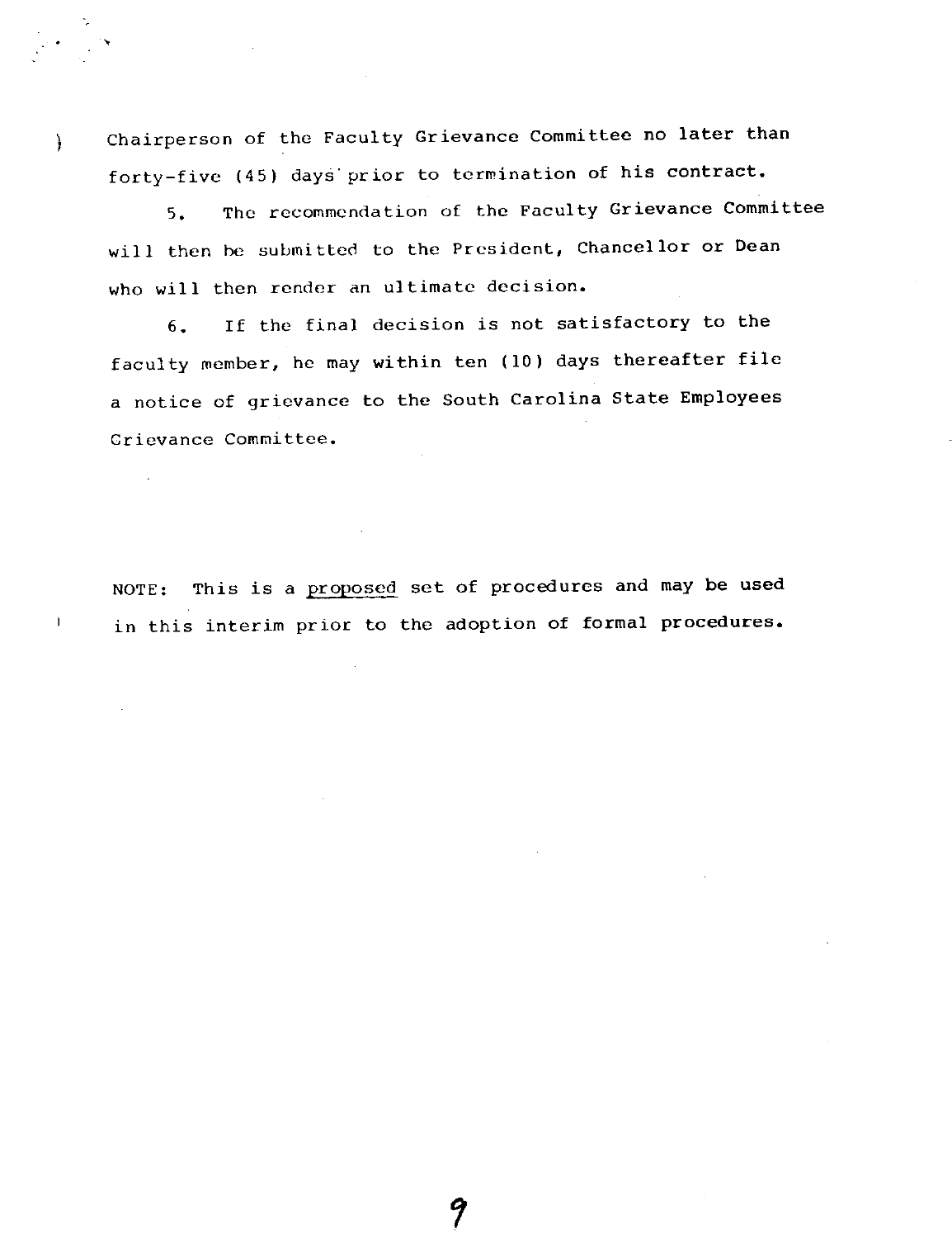Chairperson of the Faculty Grievance Committee no later than forty-five (45) days prior to termination of his contract.

5. The recommendation of the Faculty Grievance Committee will then be submitted to the President, Chancellor or Dean who will then render an ultimate decision.

6. If the final decision is not satisfactory to the faculty member, he may within ten (10) days thereafter file a notice of grievance to the South Carolina State Employees Grievance Committee.

NOTE: This is a proposed set of procedures and may be used in this interim prior to the adoption of formal procedures.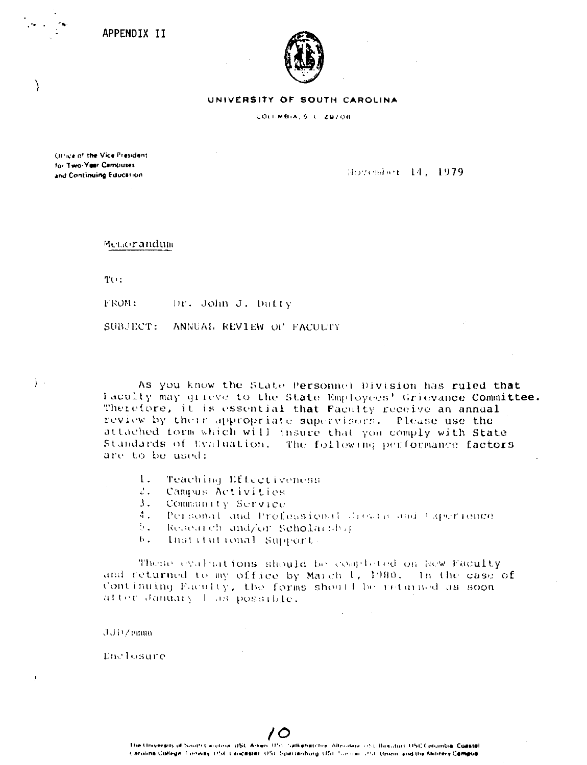APPENDIX II

**UNIVERSITY OF SOUTH CAROLINA**

COLUMBIA, S. C. 29208

Office of the Vice President
for Two-Year Campuses
and Continuing Education

November 14, 1979

Memorandum

TO:

FROM: Dr. John J. Duffy

SUBJECT: ANNUAL REVIEW OF FACULTY

As you know the State Personnel Division has ruled that Faculty may grieve to the State Employees' Grievance Committee. Therefore, it is essential that Faculty receive an annual review by their appropriate supervisors. Please use the attached form which will insure that you comply with State Standards of Evaluation. The following performance factors are to be used:

1. Teaching Effectiveness
2. Campus Activities
3. Community Service
4. Personal and Professional Growth and Experience
5. Research and/or Scholarship
6. Institutional Support

These evaluations should be completed on New Faculty and returned to my office by March 1, 1980. In the case of Continuing Faculty, the forms should be returned as soon after January 1 as possible.

JJD/mmm

Enclosure

The University of South Carolina: USC Aiken, USC Salkehatchie, Allendale, USC Beaufort, USC Columbia, Coastal Carolina College, Conway, USC Lancaster, USC Spartanburg, USC Sumter, USC Union, and the Military Campus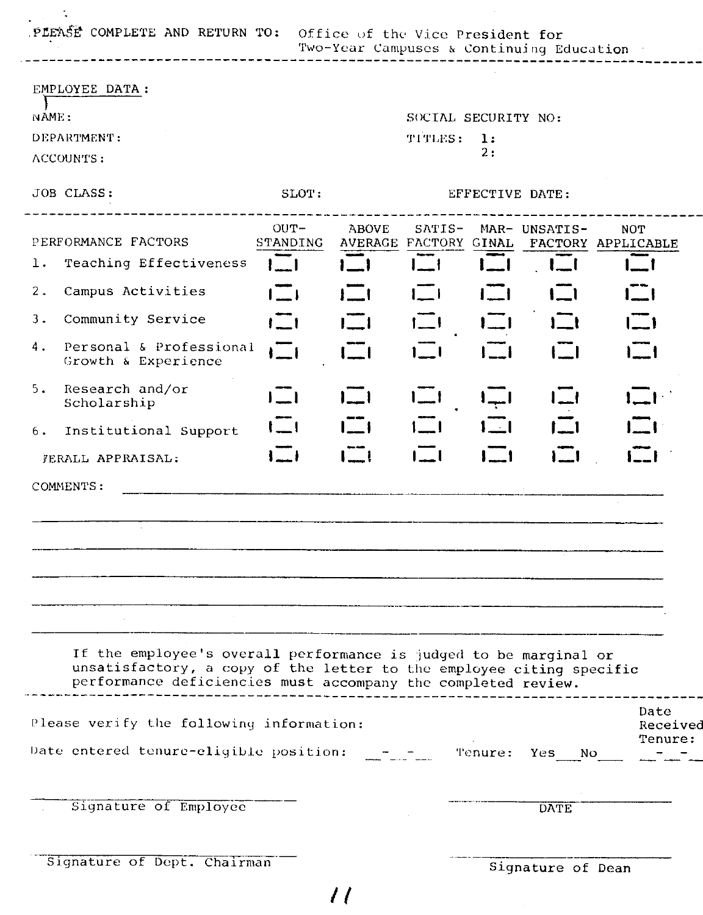PLEASE COMPLETE AND RETURN TO: Office of the Vice President for Two-Year Campuses & Continuing Education

---

EMPLOYEE DATA:

NAME: SOCIAL SECURITY NO:

DEPARTMENT: TITLES: 1:

ACCOUNTS: 2:

JOB CLASS: SLOT: EFFECTIVE DATE:

---

| PERFORMANCE FACTORS | OUT-STANDING | ABOVE AVERAGE | SATIS-FACTORY | MAR-GINAL | UNSATIS-FACTORY | NOT APPLICABLE |
|---|---|---|---|---|---|---|
| 1. Teaching Effectiveness | ☐ | ☐ | ☐ | ☐ | ☐ | ☐ |
| 2. Campus Activities | ☐ | ☐ | ☐ | ☐ | ☐ | ☐ |
| 3. Community Service | ☐ | ☐ | ☐ | ☐ | ☐ | ☐ |
| 4. Personal & Professional Growth & Experience | ☐ | ☐ | ☐ | ☐ | ☐ | ☐ |
| 5. Research and/or Scholarship | ☐ | ☐ | ☐ | ☐ | ☐ | ☐ |
| 6. Institutional Support | ☐ | ☐ | ☐ | ☐ | ☐ | ☐ |
| OVERALL APPRAISAL: | ☐ | ☐ | ☐ | ☐ | ☐ | ☐ |

COMMENTS: ______________________________________________

______________________________________________

______________________________________________

______________________________________________

______________________________________________

______________________________________________

If the employee's overall performance is judged to be marginal or unsatisfactory, a copy of the letter to the employee citing specific performance deficiencies must accompany the completed review.

---

Please verify the following information:

Date entered tenure-eligible position: \_\_-\_\_-\_\_ Tenure: Yes\_\_\_ No\_\_\_ Date Received Tenure: \_\_-\_\_-\_\_

______________________ Signature of Employee ______________________ DATE

______________________ Signature of Dept. Chairman ______________________ Signature of Dean